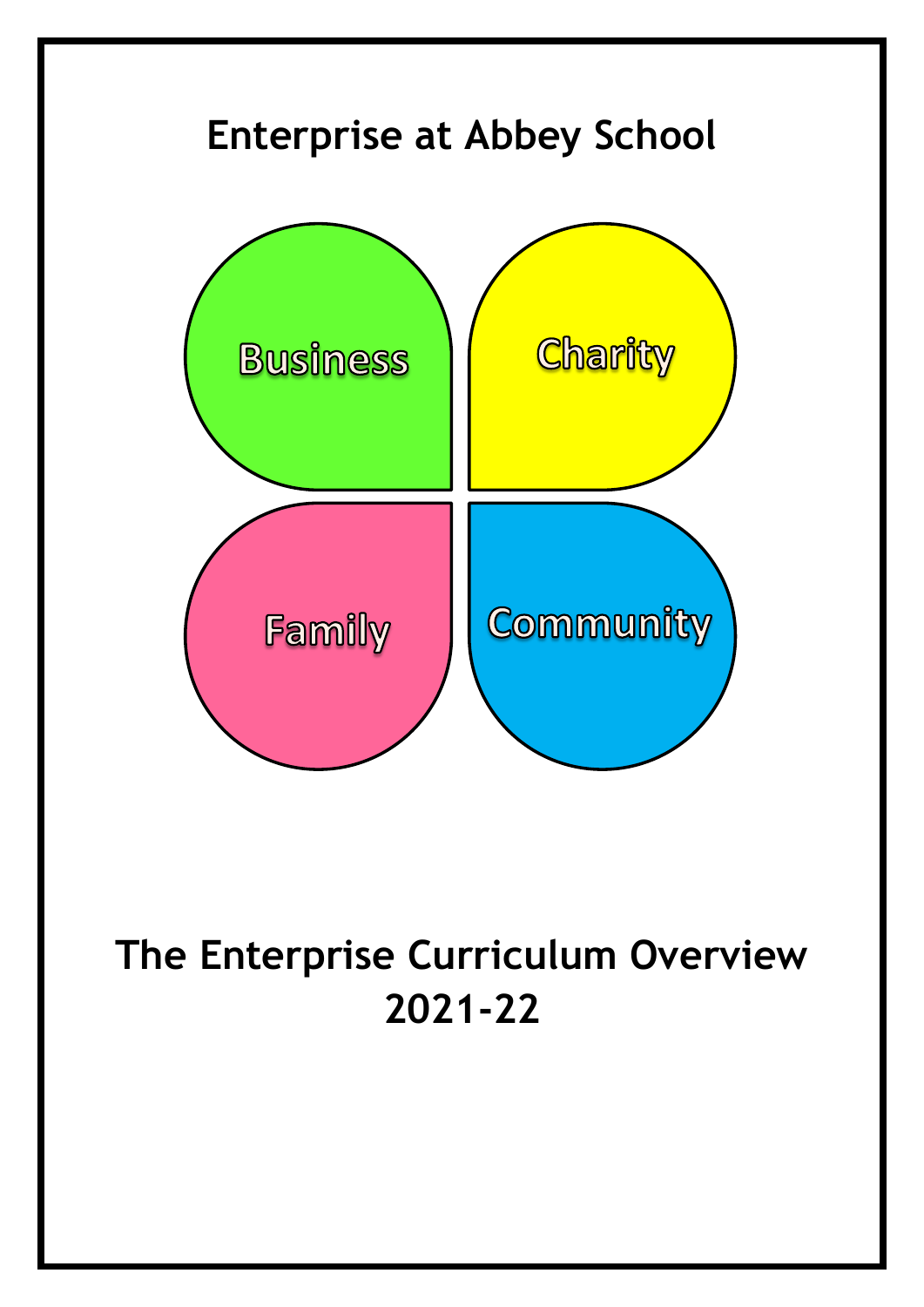# Enterprise at Abbey School

Business

Charity

Family

Community

## The Enterprise Curriculum Overview 2021-22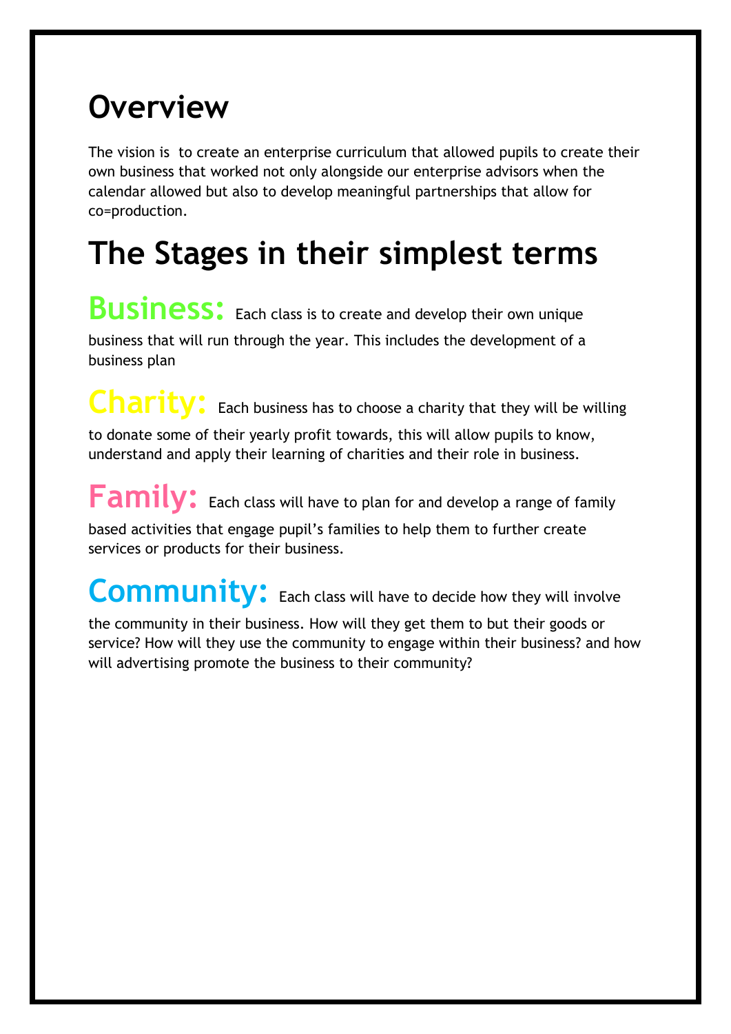# Overview

The vision is  to create an enterprise curriculum that allowed pupils to create their own business that worked not only alongside our enterprise advisors when the calendar allowed but also to develop meaningful partnerships that allow for co=production.

# The Stages in their simplest terms

**Business:** Each class is to create and develop their own unique business that will run through the year. This includes the development of a business plan

**Charity:** Each business has to choose a charity that they will be willing to donate some of their yearly profit towards, this will allow pupils to know, understand and apply their learning of charities and their role in business.

**Family:** Each class will have to plan for and develop a range of family based activities that engage pupil's families to help them to further create services or products for their business.

**Community:** Each class will have to decide how they will involve the community in their business. How will they get them to but their goods or service? How will they use the community to engage within their business? and how will advertising promote the business to their community?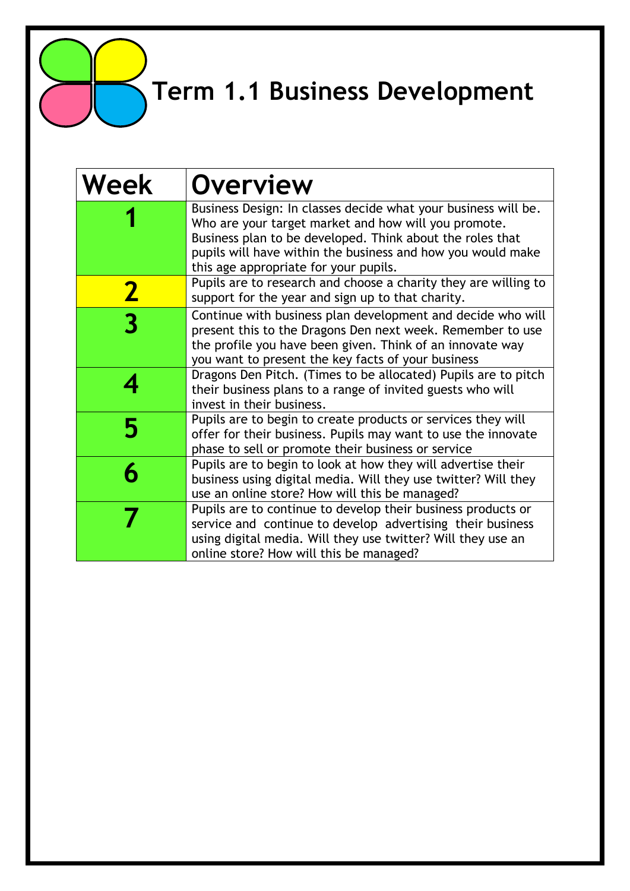# Term 1.1 Business Development

| Week | Overview |
|---|---|
| 1 | Business Design: In classes decide what your business will be. Who are your target market and how will you promote. Business plan to be developed. Think about the roles that pupils will have within the business and how you would make this age appropriate for your pupils. |
| 2 | Pupils are to research and choose a charity they are willing to support for the year and sign up to that charity. |
| 3 | Continue with business plan development and decide who will present this to the Dragons Den next week. Remember to use the profile you have been given. Think of an innovate way you want to present the key facts of your business |
| 4 | Dragons Den Pitch. (Times to be allocated) Pupils are to pitch their business plans to a range of invited guests who will invest in their business. |
| 5 | Pupils are to begin to create products or services they will offer for their business. Pupils may want to use the innovate phase to sell or promote their business or service |
| 6 | Pupils are to begin to look at how they will advertise their business using digital media. Will they use twitter? Will they use an online store? How will this be managed? |
| 7 | Pupils are to continue to develop their business products or service and continue to develop advertising their business using digital media. Will they use twitter? Will they use an online store? How will this be managed? |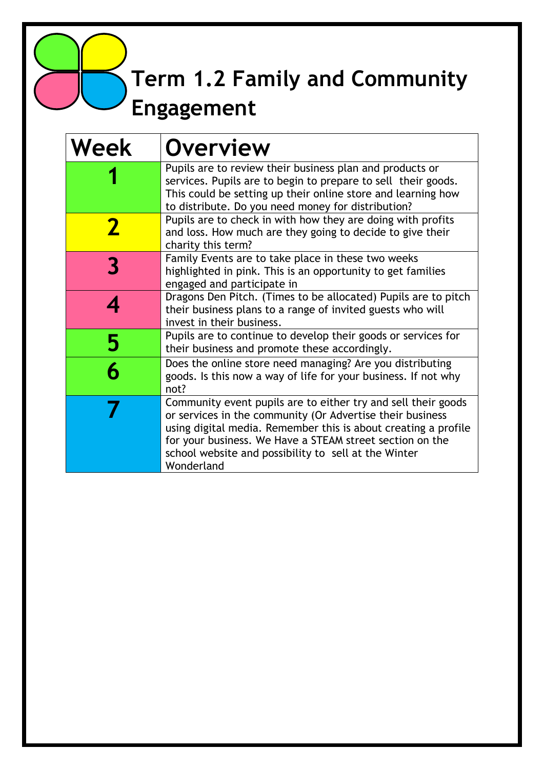# Term 1.2 Family and Community Engagement

| Week | Overview |
|---|---|
| 1 | Pupils are to review their business plan and products or services. Pupils are to begin to prepare to sell  their goods. This could be setting up their online store and learning how to distribute. Do you need money for distribution? |
| 2 | Pupils are to check in with how they are doing with profits and loss. How much are they going to decide to give their charity this term? |
| 3 | Family Events are to take place in these two weeks highlighted in pink. This is an opportunity to get families engaged and participate in |
| 4 | Dragons Den Pitch. (Times to be allocated) Pupils are to pitch their business plans to a range of invited guests who will invest in their business. |
| 5 | Pupils are to continue to develop their goods or services for their business and promote these accordingly. |
| 6 | Does the online store need managing? Are you distributing goods. Is this now a way of life for your business. If not why not? |
| 7 | Community event pupils are to either try and sell their goods or services in the community (Or Advertise their business using digital media. Remember this is about creating a profile for your business. We Have a STEAM street section on the school website and possibility to  sell at the Winter Wonderland |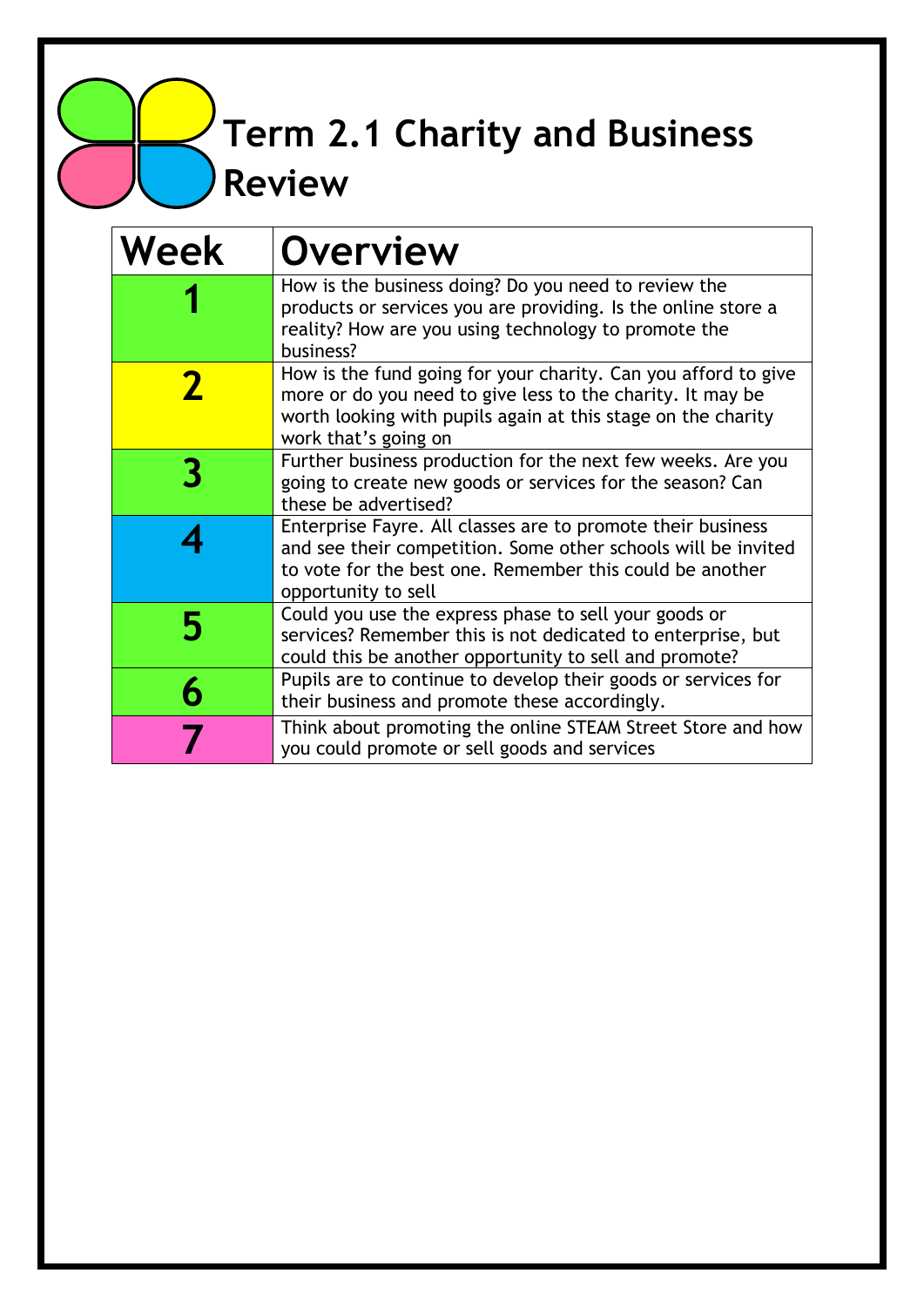# Term 2.1 Charity and Business Review

| Week | Overview |
|---|---|
| 1 | How is the business doing? Do you need to review the products or services you are providing. Is the online store a reality? How are you using technology to promote the business? |
| 2 | How is the fund going for your charity. Can you afford to give more or do you need to give less to the charity. It may be worth looking with pupils again at this stage on the charity work that's going on |
| 3 | Further business production for the next few weeks. Are you going to create new goods or services for the season? Can these be advertised? |
| 4 | Enterprise Fayre. All classes are to promote their business and see their competition. Some other schools will be invited to vote for the best one. Remember this could be another opportunity to sell |
| 5 | Could you use the express phase to sell your goods or services? Remember this is not dedicated to enterprise, but could this be another opportunity to sell and promote? |
| 6 | Pupils are to continue to develop their goods or services for their business and promote these accordingly. |
| 7 | Think about promoting the online STEAM Street Store and how you could promote or sell goods and services |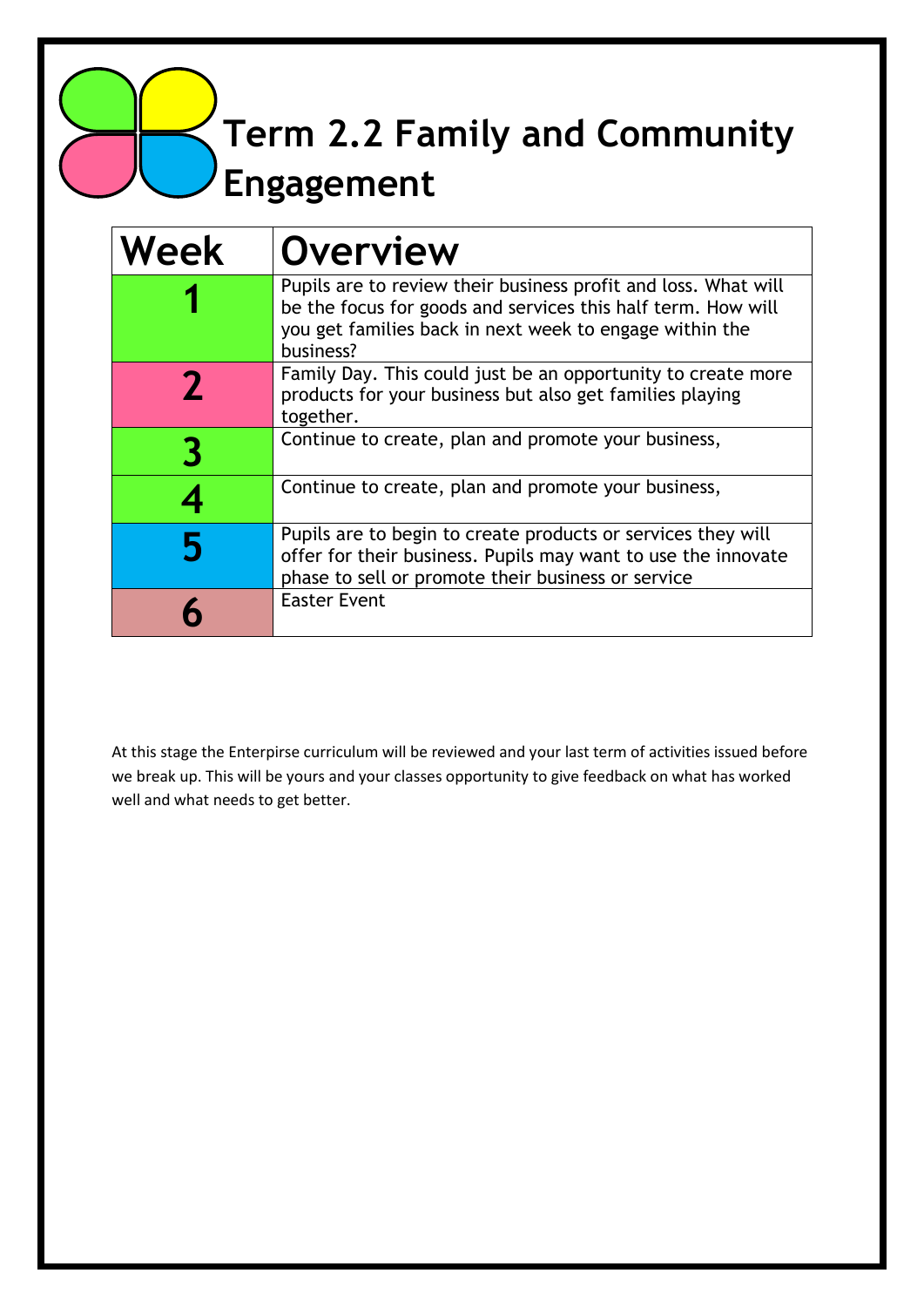# Term 2.2 Family and Community Engagement

| Week | Overview |
|---|---|
| 1 | Pupils are to review their business profit and loss. What will be the focus for goods and services this half term. How will you get families back in next week to engage within the business? |
| 2 | Family Day. This could just be an opportunity to create more products for your business but also get families playing together. |
| 3 | Continue to create, plan and promote your business, |
| 4 | Continue to create, plan and promote your business, |
| 5 | Pupils are to begin to create products or services they will offer for their business. Pupils may want to use the innovate phase to sell or promote their business or service |
| 6 | Easter Event |

At this stage the Enterpirse curriculum will be reviewed and your last term of activities issued before we break up. This will be yours and your classes opportunity to give feedback on what has worked well and what needs to get better.